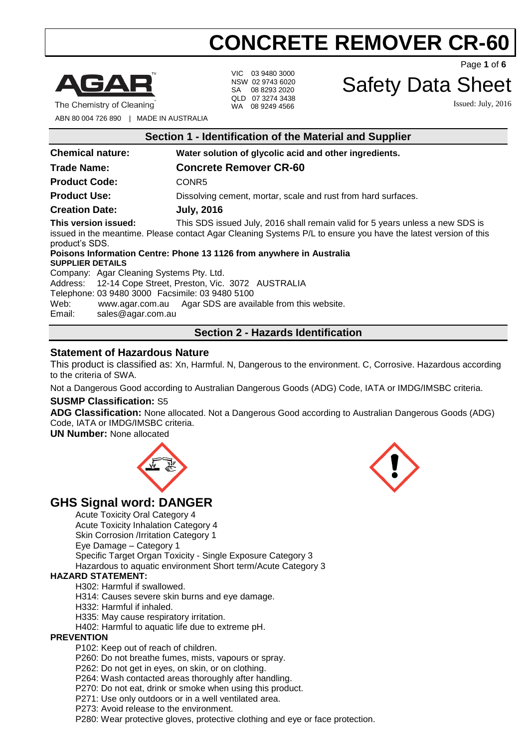# CONCRETE REMOVER CR-60

AGAR™
The Chemistry of Cleaning™

ABN 80 004 726 890 | MADE IN AUSTRALIA

VIC 03 9480 3000
NSW 02 9743 6020
SA 08 8293 2020
QLD 07 3274 3438
WA 08 9249 4566

# Safety Data Sheet

Issued: July, 2016

## Section 1 - Identification of the Material and Supplier

**Chemical nature:** **Water solution of glycolic acid and other ingredients.**

**Trade Name:** **Concrete Remover CR-60**

**Product Code:** CONR5

**Product Use:** Dissolving cement, mortar, scale and rust from hard surfaces.

**Creation Date:** **July, 2016**

**This version issued:** This SDS issued July, 2016 shall remain valid for 5 years unless a new SDS is issued in the meantime. Please contact Agar Cleaning Systems P/L to ensure you have the latest version of this product's SDS.

**Poisons Information Centre: Phone 13 1126 from anywhere in Australia**

**SUPPLIER DETAILS**

Company: Agar Cleaning Systems Pty. Ltd.
Address: 12-14 Cope Street, Preston, Vic. 3072 AUSTRALIA
Telephone: 03 9480 3000 Facsimile: 03 9480 5100
Web: www.agar.com.au Agar SDS are available from this website.
Email: sales@agar.com.au

## Section 2 - Hazards Identification

### Statement of Hazardous Nature

This product is classified as: Xn, Harmful. N, Dangerous to the environment. C, Corrosive. Hazardous according to the criteria of SWA.

Not a Dangerous Good according to Australian Dangerous Goods (ADG) Code, IATA or IMDG/IMSBC criteria.

**SUSMP Classification:** S5

**ADG Classification:** None allocated. Not a Dangerous Good according to Australian Dangerous Goods (ADG) Code, IATA or IMDG/IMSBC criteria.

**UN Number:** None allocated

## GHS Signal word: DANGER

Acute Toxicity Oral Category 4
Acute Toxicity Inhalation Category 4
Skin Corrosion /Irritation Category 1
Eye Damage – Category 1
Specific Target Organ Toxicity - Single Exposure Category 3
Hazardous to aquatic environment Short term/Acute Category 3

**HAZARD STATEMENT:**

H302: Harmful if swallowed.
H314: Causes severe skin burns and eye damage.
H332: Harmful if inhaled.
H335: May cause respiratory irritation.
H402: Harmful to aquatic life due to extreme pH.

**PREVENTION**

P102: Keep out of reach of children.
P260: Do not breathe fumes, mists, vapours or spray.
P262: Do not get in eyes, on skin, or on clothing.
P264: Wash contacted areas thoroughly after handling.
P270: Do not eat, drink or smoke when using this product.
P271: Use only outdoors or in a well ventilated area.
P273: Avoid release to the environment.
P280: Wear protective gloves, protective clothing and eye or face protection.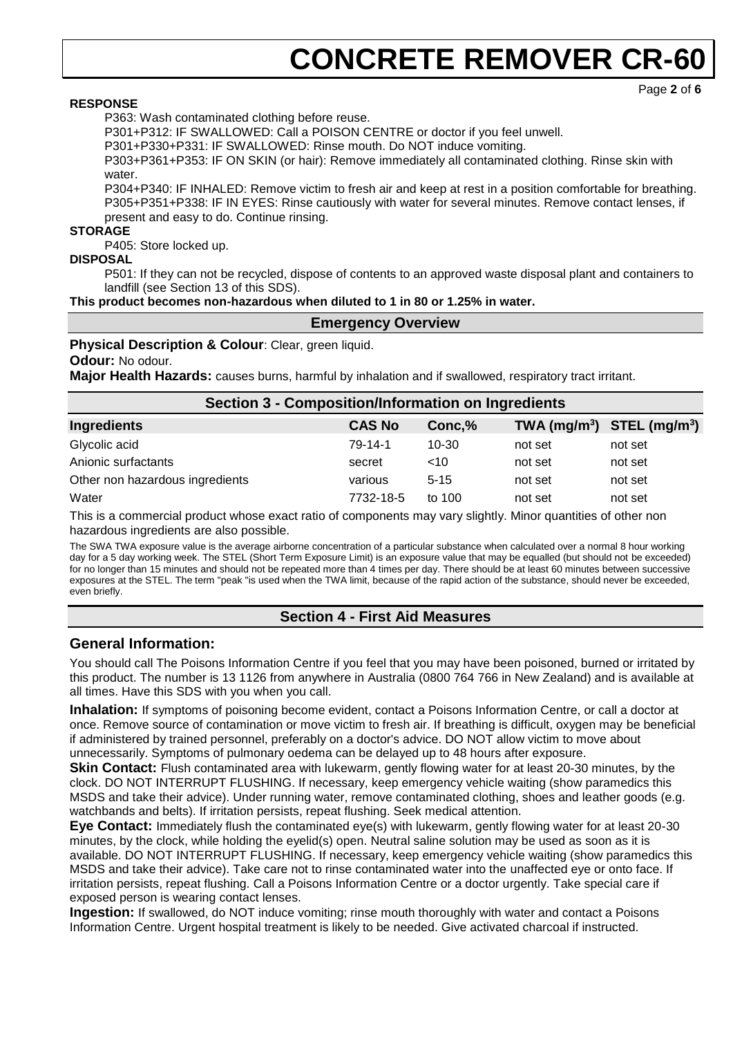**RESPONSE**

P363: Wash contaminated clothing before reuse.
P301+P312: IF SWALLOWED: Call a POISON CENTRE or doctor if you feel unwell.
P301+P330+P331: IF SWALLOWED: Rinse mouth. Do NOT induce vomiting.
P303+P361+P353: IF ON SKIN (or hair): Remove immediately all contaminated clothing. Rinse skin with water.
P304+P340: IF INHALED: Remove victim to fresh air and keep at rest in a position comfortable for breathing.
P305+P351+P338: IF IN EYES: Rinse cautiously with water for several minutes. Remove contact lenses, if present and easy to do. Continue rinsing.

**STORAGE**

P405: Store locked up.

**DISPOSAL**

P501: If they can not be recycled, dispose of contents to an approved waste disposal plant and containers to landfill (see Section 13 of this SDS).

**This product becomes non-hazardous when diluted to 1 in 80 or 1.25% in water.**

## Emergency Overview

**Physical Description & Colour**: Clear, green liquid.

**Odour:** No odour.

**Major Health Hazards:** causes burns, harmful by inhalation and if swallowed, respiratory tract irritant.

## Section 3 - Composition/Information on Ingredients

| Ingredients | CAS No | Conc,% | TWA (mg/m$^3$) | STEL (mg/m$^3$) |
|---|---|---|---|---|
| Glycolic acid | 79-14-1 | 10-30 | not set | not set |
| Anionic surfactants | secret | <10 | not set | not set |
| Other non hazardous ingredients | various | 5-15 | not set | not set |
| Water | 7732-18-5 | to 100 | not set | not set |

This is a commercial product whose exact ratio of components may vary slightly. Minor quantities of other non hazardous ingredients are also possible.

The SWA TWA exposure value is the average airborne concentration of a particular substance when calculated over a normal 8 hour working day for a 5 day working week. The STEL (Short Term Exposure Limit) is an exposure value that may be equalled (but should not be exceeded) for no longer than 15 minutes and should not be repeated more than 4 times per day. There should be at least 60 minutes between successive exposures at the STEL. The term "peak "is used when the TWA limit, because of the rapid action of the substance, should never be exceeded, even briefly.

## Section 4 - First Aid Measures

### General Information:

You should call The Poisons Information Centre if you feel that you may have been poisoned, burned or irritated by this product. The number is 13 1126 from anywhere in Australia (0800 764 766 in New Zealand) and is available at all times. Have this SDS with you when you call.

**Inhalation:** If symptoms of poisoning become evident, contact a Poisons Information Centre, or call a doctor at once. Remove source of contamination or move victim to fresh air. If breathing is difficult, oxygen may be beneficial if administered by trained personnel, preferably on a doctor's advice. DO NOT allow victim to move about unnecessarily. Symptoms of pulmonary oedema can be delayed up to 48 hours after exposure.

**Skin Contact:** Flush contaminated area with lukewarm, gently flowing water for at least 20-30 minutes, by the clock. DO NOT INTERRUPT FLUSHING. If necessary, keep emergency vehicle waiting (show paramedics this MSDS and take their advice). Under running water, remove contaminated clothing, shoes and leather goods (e.g. watchbands and belts). If irritation persists, repeat flushing. Seek medical attention.

**Eye Contact:** Immediately flush the contaminated eye(s) with lukewarm, gently flowing water for at least 20-30 minutes, by the clock, while holding the eyelid(s) open. Neutral saline solution may be used as soon as it is available. DO NOT INTERRUPT FLUSHING. If necessary, keep emergency vehicle waiting (show paramedics this MSDS and take their advice). Take care not to rinse contaminated water into the unaffected eye or onto face. If irritation persists, repeat flushing. Call a Poisons Information Centre or a doctor urgently. Take special care if exposed person is wearing contact lenses.

**Ingestion:** If swallowed, do NOT induce vomiting; rinse mouth thoroughly with water and contact a Poisons Information Centre. Urgent hospital treatment is likely to be needed. Give activated charcoal if instructed.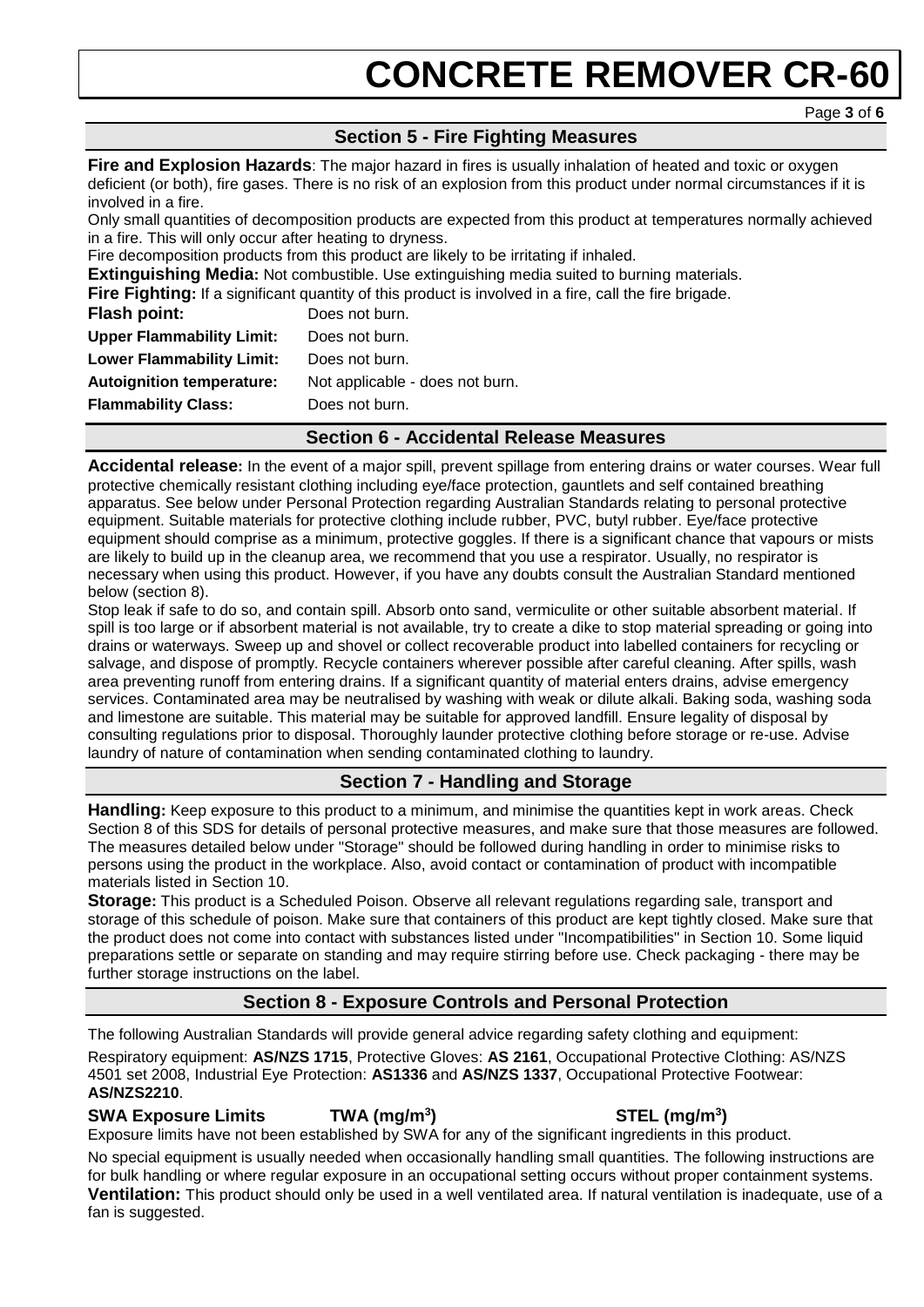## Section 5 - Fire Fighting Measures

**Fire and Explosion Hazards**: The major hazard in fires is usually inhalation of heated and toxic or oxygen deficient (or both), fire gases. There is no risk of an explosion from this product under normal circumstances if it is involved in a fire.

Only small quantities of decomposition products are expected from this product at temperatures normally achieved in a fire. This will only occur after heating to dryness.

Fire decomposition products from this product are likely to be irritating if inhaled.

**Extinguishing Media:** Not combustible. Use extinguishing media suited to burning materials.

**Fire Fighting:** If a significant quantity of this product is involved in a fire, call the fire brigade.

| | |
|---|---|
| **Flash point:** | Does not burn. |
| **Upper Flammability Limit:** | Does not burn. |
| **Lower Flammability Limit:** | Does not burn. |
| **Autoignition temperature:** | Not applicable - does not burn. |
| **Flammability Class:** | Does not burn. |

## Section 6 - Accidental Release Measures

**Accidental release:** In the event of a major spill, prevent spillage from entering drains or water courses. Wear full protective chemically resistant clothing including eye/face protection, gauntlets and self contained breathing apparatus. See below under Personal Protection regarding Australian Standards relating to personal protective equipment. Suitable materials for protective clothing include rubber, PVC, butyl rubber. Eye/face protective equipment should comprise as a minimum, protective goggles. If there is a significant chance that vapours or mists are likely to build up in the cleanup area, we recommend that you use a respirator. Usually, no respirator is necessary when using this product. However, if you have any doubts consult the Australian Standard mentioned below (section 8).

Stop leak if safe to do so, and contain spill. Absorb onto sand, vermiculite or other suitable absorbent material. If spill is too large or if absorbent material is not available, try to create a dike to stop material spreading or going into drains or waterways. Sweep up and shovel or collect recoverable product into labelled containers for recycling or salvage, and dispose of promptly. Recycle containers wherever possible after careful cleaning. After spills, wash area preventing runoff from entering drains. If a significant quantity of material enters drains, advise emergency services. Contaminated area may be neutralised by washing with weak or dilute alkali. Baking soda, washing soda and limestone are suitable. This material may be suitable for approved landfill. Ensure legality of disposal by consulting regulations prior to disposal. Thoroughly launder protective clothing before storage or re-use. Advise laundry of nature of contamination when sending contaminated clothing to laundry.

## Section 7 - Handling and Storage

**Handling:** Keep exposure to this product to a minimum, and minimise the quantities kept in work areas. Check Section 8 of this SDS for details of personal protective measures, and make sure that those measures are followed. The measures detailed below under "Storage" should be followed during handling in order to minimise risks to persons using the product in the workplace. Also, avoid contact or contamination of product with incompatible materials listed in Section 10.

**Storage:** This product is a Scheduled Poison. Observe all relevant regulations regarding sale, transport and storage of this schedule of poison. Make sure that containers of this product are kept tightly closed. Make sure that the product does not come into contact with substances listed under "Incompatibilities" in Section 10. Some liquid preparations settle or separate on standing and may require stirring before use. Check packaging - there may be further storage instructions on the label.

## Section 8 - Exposure Controls and Personal Protection

The following Australian Standards will provide general advice regarding safety clothing and equipment:

Respiratory equipment: **AS/NZS 1715**, Protective Gloves: **AS 2161**, Occupational Protective Clothing: AS/NZS 4501 set 2008, Industrial Eye Protection: **AS1336** and **AS/NZS 1337**, Occupational Protective Footwear: **AS/NZS2210**.

| **SWA Exposure Limits** | **TWA ($mg/m^3$)** | **STEL ($mg/m^3$)** |
|---|---|---|

Exposure limits have not been established by SWA for any of the significant ingredients in this product.

No special equipment is usually needed when occasionally handling small quantities. The following instructions are for bulk handling or where regular exposure in an occupational setting occurs without proper containment systems.

**Ventilation:** This product should only be used in a well ventilated area. If natural ventilation is inadequate, use of a fan is suggested.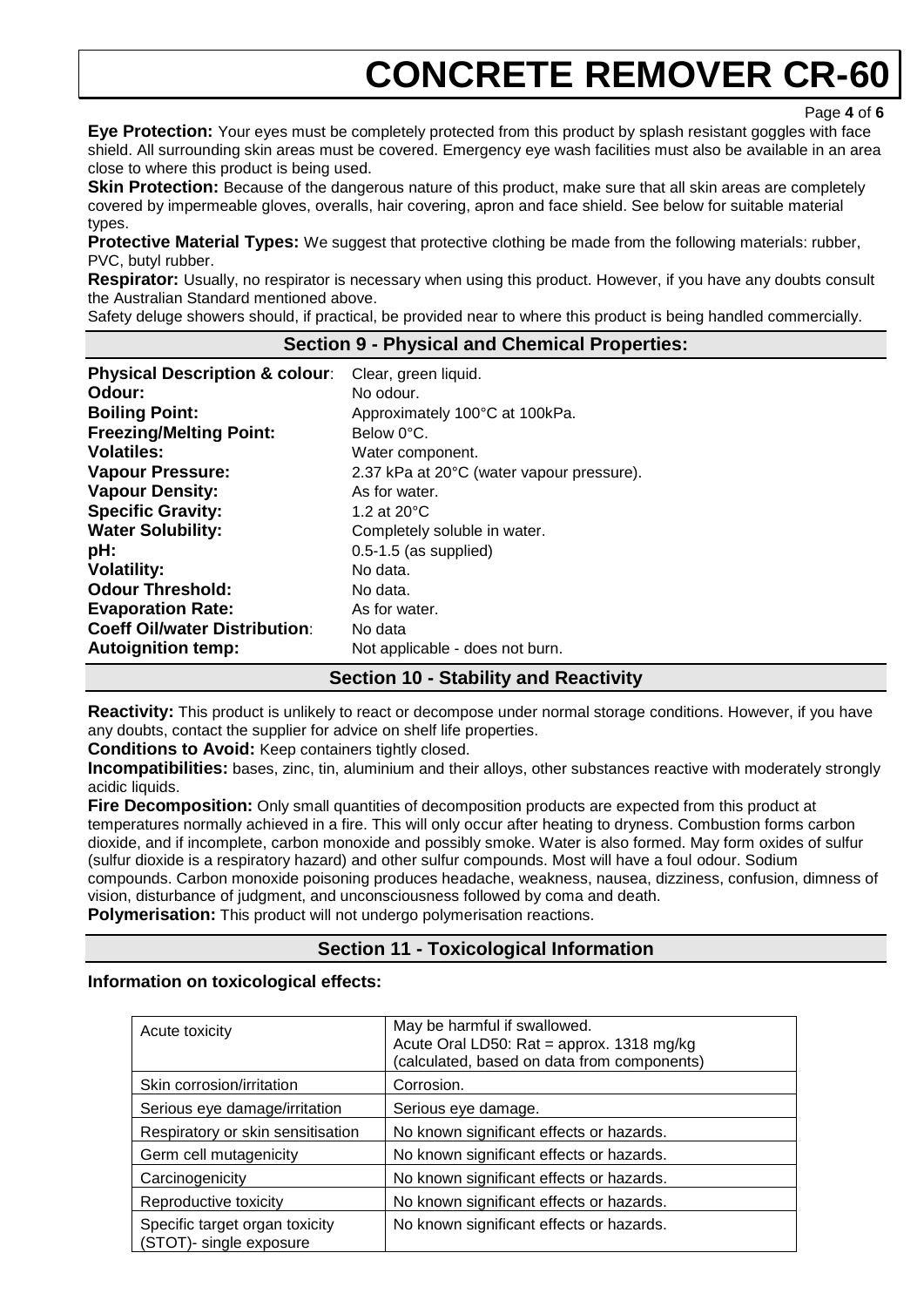**Eye Protection:** Your eyes must be completely protected from this product by splash resistant goggles with face shield. All surrounding skin areas must be covered. Emergency eye wash facilities must also be available in an area close to where this product is being used.

**Skin Protection:** Because of the dangerous nature of this product, make sure that all skin areas are completely covered by impermeable gloves, overalls, hair covering, apron and face shield. See below for suitable material types.

**Protective Material Types:** We suggest that protective clothing be made from the following materials: rubber, PVC, butyl rubber.

**Respirator:** Usually, no respirator is necessary when using this product. However, if you have any doubts consult the Australian Standard mentioned above.

Safety deluge showers should, if practical, be provided near to where this product is being handled commercially.

## Section 9 - Physical and Chemical Properties:

| | |
|---|---|
| **Physical Description & colour**: | Clear, green liquid. |
| **Odour:** | No odour. |
| **Boiling Point:** | Approximately 100°C at 100kPa. |
| **Freezing/Melting Point:** | Below 0°C. |
| **Volatiles:** | Water component. |
| **Vapour Pressure:** | 2.37 kPa at 20°C (water vapour pressure). |
| **Vapour Density:** | As for water. |
| **Specific Gravity:** | 1.2 at 20°C |
| **Water Solubility:** | Completely soluble in water. |
| **pH:** | 0.5-1.5 (as supplied) |
| **Volatility:** | No data. |
| **Odour Threshold:** | No data. |
| **Evaporation Rate:** | As for water. |
| **Coeff Oil/water Distribution**: | No data |
| **Autoignition temp:** | Not applicable - does not burn. |

## Section 10 - Stability and Reactivity

**Reactivity:** This product is unlikely to react or decompose under normal storage conditions. However, if you have any doubts, contact the supplier for advice on shelf life properties.

**Conditions to Avoid:** Keep containers tightly closed.

**Incompatibilities:** bases, zinc, tin, aluminium and their alloys, other substances reactive with moderately strongly acidic liquids.

**Fire Decomposition:** Only small quantities of decomposition products are expected from this product at temperatures normally achieved in a fire. This will only occur after heating to dryness. Combustion forms carbon dioxide, and if incomplete, carbon monoxide and possibly smoke. Water is also formed. May form oxides of sulfur (sulfur dioxide is a respiratory hazard) and other sulfur compounds. Most will have a foul odour. Sodium compounds. Carbon monoxide poisoning produces headache, weakness, nausea, dizziness, confusion, dimness of vision, disturbance of judgment, and unconsciousness followed by coma and death.

**Polymerisation:** This product will not undergo polymerisation reactions.

## Section 11 - Toxicological Information

**Information on toxicological effects:**

| | |
|---|---|
| Acute toxicity | May be harmful if swallowed.<br>Acute Oral LD50: Rat = approx. 1318 mg/kg<br>(calculated, based on data from components) |
| Skin corrosion/irritation | Corrosion. |
| Serious eye damage/irritation | Serious eye damage. |
| Respiratory or skin sensitisation | No known significant effects or hazards. |
| Germ cell mutagenicity | No known significant effects or hazards. |
| Carcinogenicity | No known significant effects or hazards. |
| Reproductive toxicity | No known significant effects or hazards. |
| Specific target organ toxicity (STOT)- single exposure | No known significant effects or hazards. |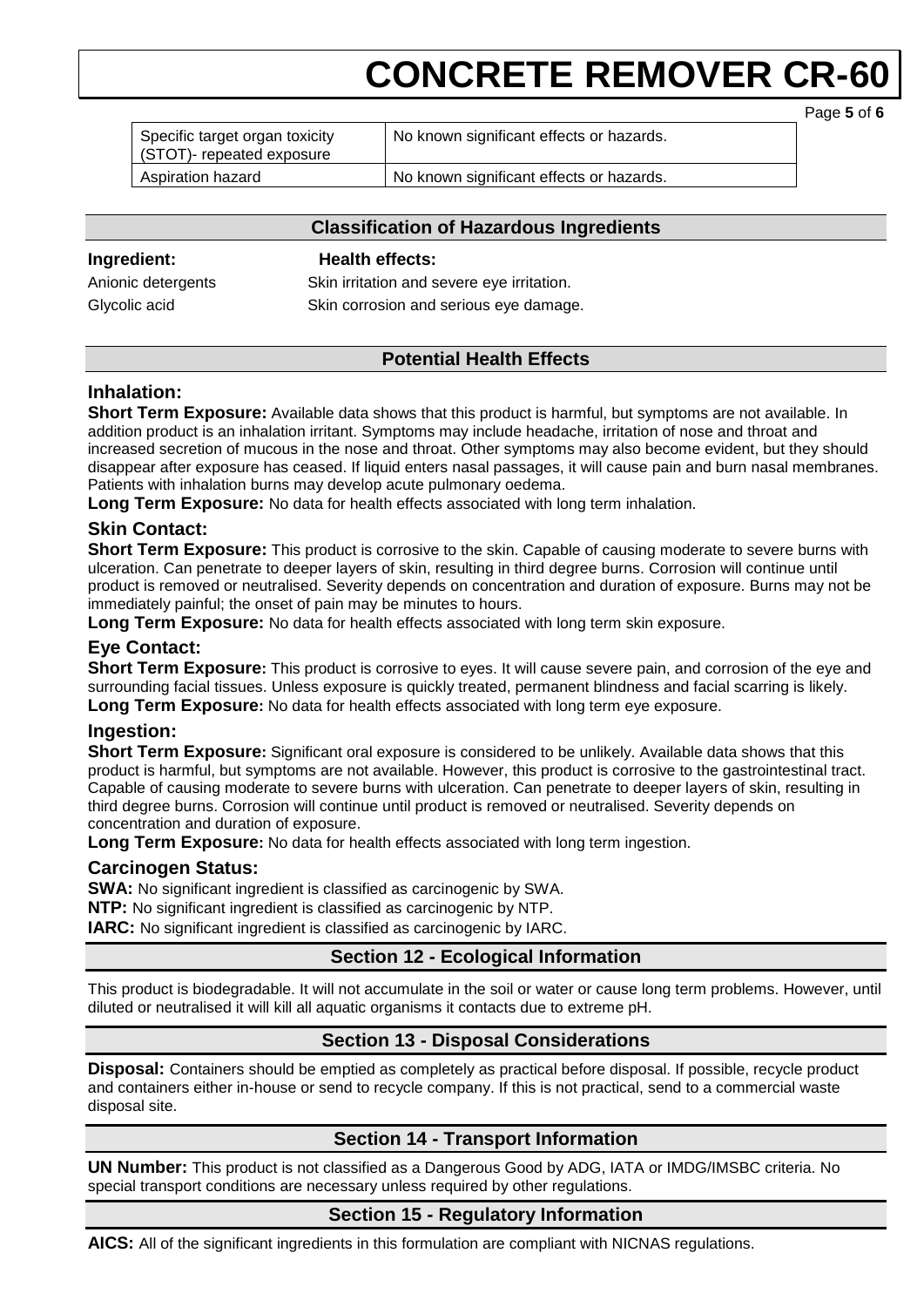| Specific target organ toxicity (STOT)- repeated exposure | No known significant effects or hazards. |
| --- | --- |
| Aspiration hazard | No known significant effects or hazards. |

## Classification of Hazardous Ingredients

| Ingredient: | Health effects: |
| --- | --- |
| Anionic detergents | Skin irritation and severe eye irritation. |
| Glycolic acid | Skin corrosion and serious eye damage. |

## Potential Health Effects

### Inhalation:

**Short Term Exposure:** Available data shows that this product is harmful, but symptoms are not available. In addition product is an inhalation irritant. Symptoms may include headache, irritation of nose and throat and increased secretion of mucous in the nose and throat. Other symptoms may also become evident, but they should disappear after exposure has ceased. If liquid enters nasal passages, it will cause pain and burn nasal membranes. Patients with inhalation burns may develop acute pulmonary oedema.

**Long Term Exposure:** No data for health effects associated with long term inhalation.

### Skin Contact:

**Short Term Exposure:** This product is corrosive to the skin. Capable of causing moderate to severe burns with ulceration. Can penetrate to deeper layers of skin, resulting in third degree burns. Corrosion will continue until product is removed or neutralised. Severity depends on concentration and duration of exposure. Burns may not be immediately painful; the onset of pain may be minutes to hours.

**Long Term Exposure:** No data for health effects associated with long term skin exposure.

### Eye Contact:

**Short Term Exposure:** This product is corrosive to eyes. It will cause severe pain, and corrosion of the eye and surrounding facial tissues. Unless exposure is quickly treated, permanent blindness and facial scarring is likely.

**Long Term Exposure:** No data for health effects associated with long term eye exposure.

### Ingestion:

**Short Term Exposure:** Significant oral exposure is considered to be unlikely. Available data shows that this product is harmful, but symptoms are not available. However, this product is corrosive to the gastrointestinal tract. Capable of causing moderate to severe burns with ulceration. Can penetrate to deeper layers of skin, resulting in third degree burns. Corrosion will continue until product is removed or neutralised. Severity depends on concentration and duration of exposure.

**Long Term Exposure:** No data for health effects associated with long term ingestion.

### Carcinogen Status:

**SWA:** No significant ingredient is classified as carcinogenic by SWA.

**NTP:** No significant ingredient is classified as carcinogenic by NTP.

**IARC:** No significant ingredient is classified as carcinogenic by IARC.

## Section 12 - Ecological Information

This product is biodegradable. It will not accumulate in the soil or water or cause long term problems. However, until diluted or neutralised it will kill all aquatic organisms it contacts due to extreme pH.

## Section 13 - Disposal Considerations

**Disposal:** Containers should be emptied as completely as practical before disposal. If possible, recycle product and containers either in-house or send to recycle company. If this is not practical, send to a commercial waste disposal site.

## Section 14 - Transport Information

**UN Number:** This product is not classified as a Dangerous Good by ADG, IATA or IMDG/IMSBC criteria. No special transport conditions are necessary unless required by other regulations.

## Section 15 - Regulatory Information

**AICS:** All of the significant ingredients in this formulation are compliant with NICNAS regulations.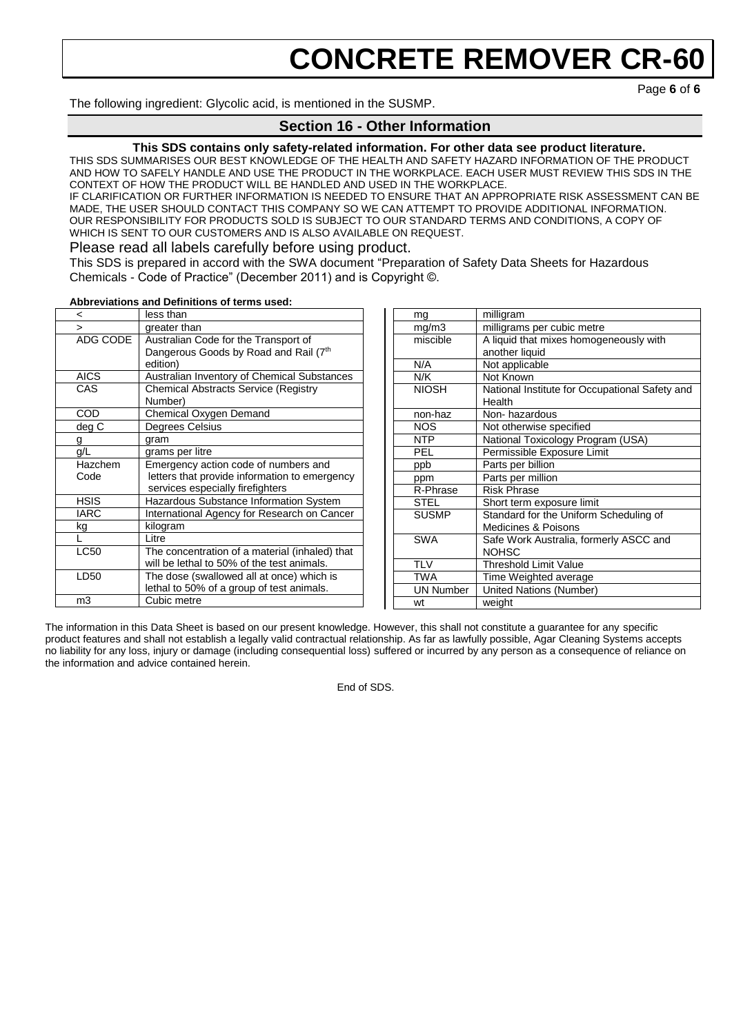The following ingredient: Glycolic acid, is mentioned in the SUSMP.

## Section 16 - Other Information

**This SDS contains only safety-related information. For other data see product literature.**

THIS SDS SUMMARISES OUR BEST KNOWLEDGE OF THE HEALTH AND SAFETY HAZARD INFORMATION OF THE PRODUCT AND HOW TO SAFELY HANDLE AND USE THE PRODUCT IN THE WORKPLACE. EACH USER MUST REVIEW THIS SDS IN THE CONTEXT OF HOW THE PRODUCT WILL BE HANDLED AND USED IN THE WORKPLACE.
IF CLARIFICATION OR FURTHER INFORMATION IS NEEDED TO ENSURE THAT AN APPROPRIATE RISK ASSESSMENT CAN BE MADE, THE USER SHOULD CONTACT THIS COMPANY SO WE CAN ATTEMPT TO PROVIDE ADDITIONAL INFORMATION. OUR RESPONSIBILITY FOR PRODUCTS SOLD IS SUBJECT TO OUR STANDARD TERMS AND CONDITIONS, A COPY OF WHICH IS SENT TO OUR CUSTOMERS AND IS ALSO AVAILABLE ON REQUEST.

Please read all labels carefully before using product.

This SDS is prepared in accord with the SWA document "Preparation of Safety Data Sheets for Hazardous Chemicals - Code of Practice" (December 2011) and is Copyright ©.

**Abbreviations and Definitions of terms used:**

| | |
|---|---|
| < | less than |
| > | greater than |
| ADG CODE | Australian Code for the Transport of Dangerous Goods by Road and Rail (7th edition) |
| AICS | Australian Inventory of Chemical Substances |
| CAS | Chemical Abstracts Service (Registry Number) |
| COD | Chemical Oxygen Demand |
| deg C | Degrees Celsius |
| g | gram |
| g/L | grams per litre |
| Hazchem Code | Emergency action code of numbers and letters that provide information to emergency services especially firefighters |
| HSIS | Hazardous Substance Information System |
| IARC | International Agency for Research on Cancer |
| kg | kilogram |
| L | Litre |
| LC50 | The concentration of a material (inhaled) that will be lethal to 50% of the test animals. |
| LD50 | The dose (swallowed all at once) which is lethal to 50% of a group of test animals. |
| m3 | Cubic metre |
| mg | milligram |
| mg/m3 | milligrams per cubic metre |
| miscible | A liquid that mixes homogeneously with another liquid |
| N/A | Not applicable |
| N/K | Not Known |
| NIOSH | National Institute for Occupational Safety and Health |
| non-haz | Non- hazardous |
| NOS | Not otherwise specified |
| NTP | National Toxicology Program (USA) |
| PEL | Permissible Exposure Limit |
| ppb | Parts per billion |
| ppm | Parts per million |
| R-Phrase | Risk Phrase |
| STEL | Short term exposure limit |
| SUSMP | Standard for the Uniform Scheduling of Medicines & Poisons |
| SWA | Safe Work Australia, formerly ASCC and NOHSC |
| TLV | Threshold Limit Value |
| TWA | Time Weighted average |
| UN Number | United Nations (Number) |
| wt | weight |

The information in this Data Sheet is based on our present knowledge. However, this shall not constitute a guarantee for any specific product features and shall not establish a legally valid contractual relationship. As far as lawfully possible, Agar Cleaning Systems accepts no liability for any loss, injury or damage (including consequential loss) suffered or incurred by any person as a consequence of reliance on the information and advice contained herein.

End of SDS.